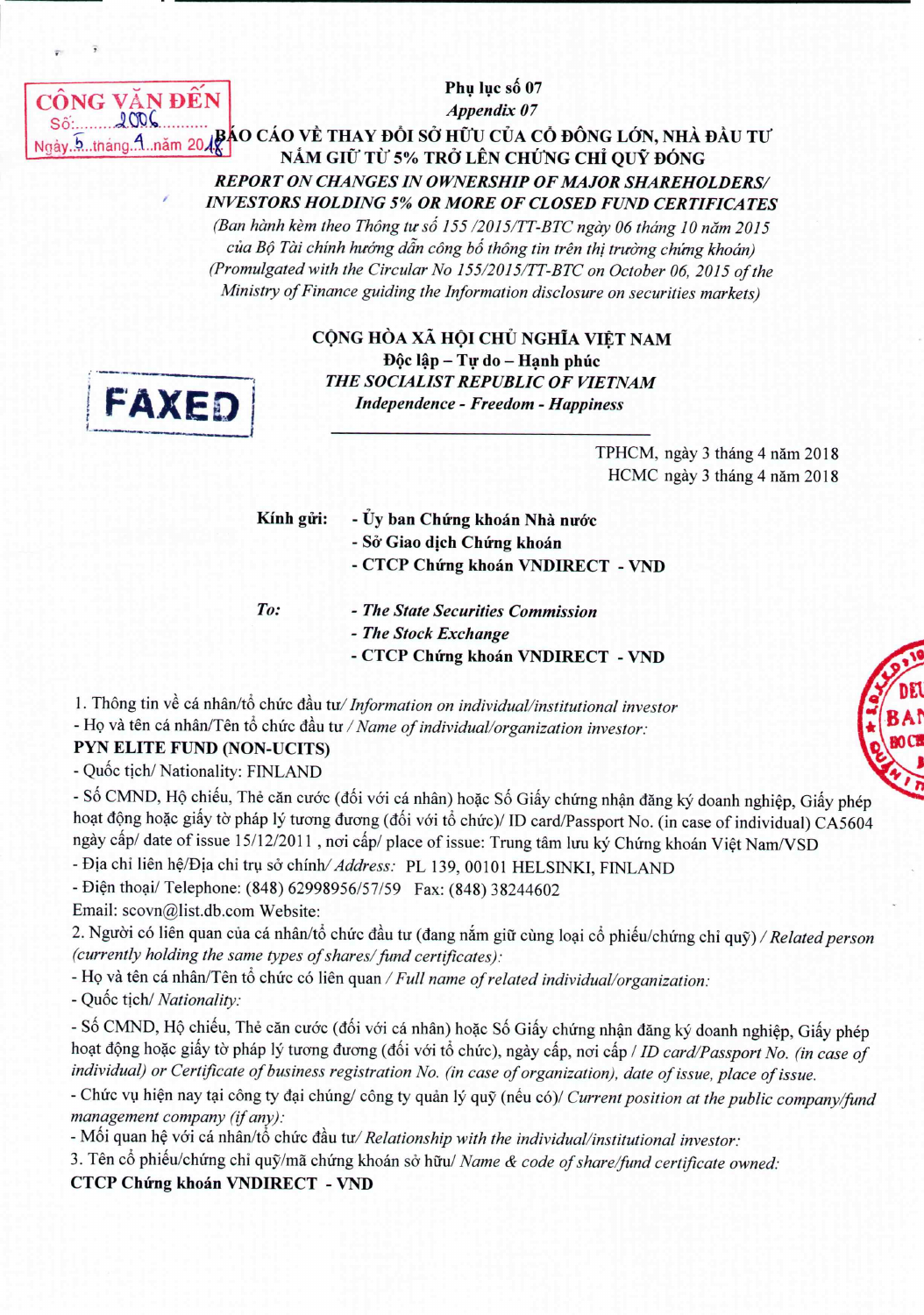CÔNG VĂN ĐẾN
Số: 2006
Ngày 5 tháng 4 năm 2018

**Phụ lục số 07**
*Appendix 07*

**BÁO CÁO VỀ THAY ĐỔI SỞ HỮU CỦA CỔ ĐÔNG LỚN, NHÀ ĐẦU TƯ NẮM GIỮ TỪ 5% TRỞ LÊN CHỨNG CHỈ QUỸ ĐÓNG**

***REPORT ON CHANGES IN OWNERSHIP OF MAJOR SHAREHOLDERS/ INVESTORS HOLDING 5% OR MORE OF CLOSED FUND CERTIFICATES***

*(Ban hành kèm theo Thông tư số 155 /2015/TT-BTC ngày 06 tháng 10 năm 2015 của Bộ Tài chính hướng dẫn công bố thông tin trên thị trường chứng khoán)*
*(Promulgated with the Circular No 155/2015/TT-BTC on October 06, 2015 of the Ministry of Finance guiding the Information disclosure on securities markets)*

FAXED

**CỘNG HÒA XÃ HỘI CHỦ NGHĨA VIỆT NAM**
**Độc lập – Tự do – Hạnh phúc**
***THE SOCIALIST REPUBLIC OF VIETNAM***
***Independence - Freedom - Happiness***

TPHCM, ngày 3 tháng 4 năm 2018
HCMC ngày 3 tháng 4 năm 2018

**Kính gửi:**
- **Ủy ban Chứng khoán Nhà nước**
- **Sở Giao dịch Chứng khoán**
- **CTCP Chứng khoán VNDIRECT - VND**

***To:***
- ***The State Securities Commission***
- ***The Stock Exchange***
- **CTCP Chứng khoán VNDIRECT - VND**

1. Thông tin về cá nhân/tổ chức đầu tư/ *Information on individual/institutional investor*
- Họ và tên cá nhân/Tên tổ chức đầu tư / *Name of individual/organization investor:*
**PYN ELITE FUND (NON-UCITS)**
- Quốc tịch/ Nationality: FINLAND
- Số CMND, Hộ chiếu, Thẻ căn cước (đối với cá nhân) hoặc Số Giấy chứng nhận đăng ký doanh nghiệp, Giấy phép hoạt động hoặc giấy tờ pháp lý tương đương (đối với tổ chức)/ ID card/Passport No. (in case of individual) CA5604 ngày cấp/ date of issue 15/12/2011 , nơi cấp/ place of issue: Trung tâm lưu ký Chứng khoán Việt Nam/VSD
- Địa chỉ liên hệ/Địa chỉ trụ sở chính/ *Address:* PL 139, 00101 HELSINKI, FINLAND
- Điện thoại/ Telephone: (848) 62998956/57/59 Fax: (848) 38244602
Email: scovn@list.db.com Website:

2. Người có liên quan của cá nhân/tổ chức đầu tư (đang nắm giữ cùng loại cổ phiếu/chứng chỉ quỹ) / *Related person (currently holding the same types of shares/ fund certificates):*
- Họ và tên cá nhân/Tên tổ chức có liên quan / *Full name of related individual/organization:*
- Quốc tịch/ *Nationality:*
- Số CMND, Hộ chiếu, Thẻ căn cước (đối với cá nhân) hoặc Số Giấy chứng nhận đăng ký doanh nghiệp, Giấy phép hoạt động hoặc giấy tờ pháp lý tương đương (đối với tổ chức), ngày cấp, nơi cấp / *ID card/Passport No. (in case of individual) or Certificate of business registration No. (in case of organization), date of issue, place of issue.*
- Chức vụ hiện nay tại công ty đại chúng/ công ty quản lý quỹ (nếu có)/ *Current position at the public company/fund management company (if any):*
- Mối quan hệ với cá nhân/tổ chức đầu tư/ *Relationship with the individual/institutional investor:*

3. Tên cổ phiếu/chứng chỉ quỹ/mã chứng khoán sở hữu/ *Name & code of share/fund certificate owned:*
**CTCP Chứng khoán VNDIRECT - VND**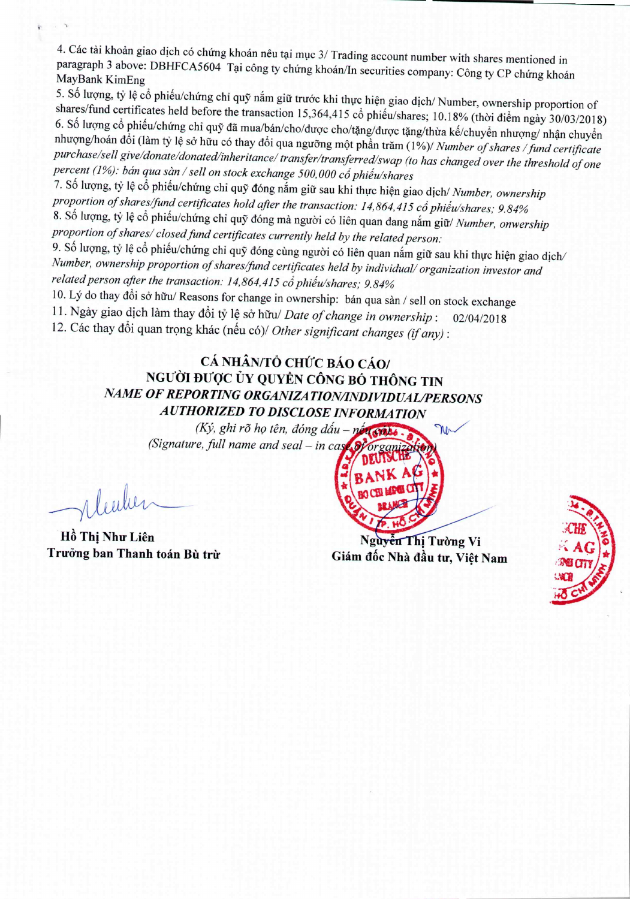4. Các tài khoản giao dịch có chứng khoán nêu tại mục 3/ Trading account number with shares mentioned in paragraph 3 above: DBHFCA5604 Tại công ty chứng khoán/In securities company: Công ty CP chứng khoán MayBank KimEng

5. Số lượng, tỷ lệ cổ phiếu/chứng chỉ quỹ nắm giữ trước khi thực hiện giao dịch/ Number, ownership proportion of shares/fund certificates held before the transaction 15,364,415 cổ phiếu/shares; 10.18% (thời điểm ngày 30/03/2018)

6. Số lượng cổ phiếu/chứng chỉ quỹ đã mua/bán/cho/được cho/tặng/được tặng/thừa kế/chuyển nhượng/ nhận chuyển nhượng/hoán đổi (làm tỷ lệ sở hữu có thay đổi qua ngưỡng một phần trăm (1%)/ *Number of shares / fund certificate purchase/sell give/donate/donated/inheritance/ transfer/transferred/swap (to has changed over the threshold of one percent (1%): bán qua sàn / sell on stock exchange 500,000 cổ phiếu/shares*

7. Số lượng, tỷ lệ cổ phiếu/chứng chỉ quỹ đóng nắm giữ sau khi thực hiện giao dịch/ *Number, ownership proportion of shares/fund certificates hold after the transaction: 14,864,415 cổ phiếu/shares; 9.84%*

8. Số lượng, tỷ lệ cổ phiếu/chứng chỉ quỹ đóng mà người có liên quan đang nắm giữ/ *Number, onwership proportion of shares/ closed fund certificates currently held by the related person:*

9. Số lượng, tỷ lệ cổ phiếu/chứng chỉ quỹ đóng cùng người có liên quan nắm giữ sau khi thực hiện giao dịch/ *Number, ownership proportion of shares/fund certificates held by individual/ organization investor and related person after the transaction: 14,864,415 cổ phiếu/shares; 9.84%*

10. Lý do thay đổi sở hữu/ Reasons for change in ownership: bán qua sàn / sell on stock exchange

11. Ngày giao dịch làm thay đổi tỷ lệ sở hữu/ *Date of change in ownership* : 02/04/2018

12. Các thay đổi quan trọng khác (nếu có)/ *Other significant changes (if any)* :

**CÁ NHÂN/TỔ CHỨC BÁO CÁO/**
**NGƯỜI ĐƯỢC ỦY QUYỀN CÔNG BỐ THÔNG TIN**
***NAME OF REPORTING ORGANIZATION/INDIVIDUAL/PERSONS AUTHORIZED TO DISCLOSE INFORMATION***

*(Ký, ghi rõ họ tên, đóng dấu – nếu có)*
*(Signature, full name and seal – in case of organization)*

DEUTSCHE BANK AG HO CHI MINH CITY BRANCH

**Hồ Thị Như Liên**
**Trưởng ban Thanh toán Bù trừ**

**Nguyễn Thị Tường Vi**
**Giám đốc Nhà đầu tư, Việt Nam**